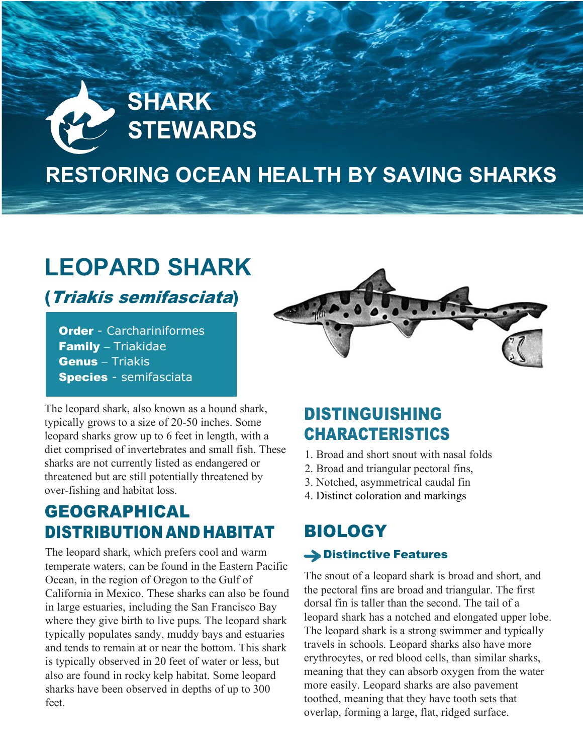# SHARK STEWARDS

## RESTORING OCEAN HEALTH BY SAVING SHARKS

# LEOPARD SHARK

## (*Triakis semifasciata*)

**Order** - Carchariniformes
**Family** – Triakidae
**Genus** – Triakis
**Species** - semifasciata

The leopard shark, also known as a hound shark, typically grows to a size of 20-50 inches. Some leopard sharks grow up to 6 feet in length, with a diet comprised of invertebrates and small fish. These sharks are not currently listed as endangered or threatened but are still potentially threatened by over-fishing and habitat loss.

## GEOGRAPHICAL DISTRIBUTION AND HABITAT

The leopard shark, which prefers cool and warm temperate waters, can be found in the Eastern Pacific Ocean, in the region of Oregon to the Gulf of California in Mexico. These sharks can also be found in large estuaries, including the San Francisco Bay where they give birth to live pups. The leopard shark typically populates sandy, muddy bays and estuaries and tends to remain at or near the bottom. This shark is typically observed in 20 feet of water or less, but also are found in rocky kelp habitat. Some leopard sharks have been observed in depths of up to 300 feet.

## DISTINGUISHING CHARACTERISTICS

1. Broad and short snout with nasal folds
2. Broad and triangular pectoral fins,
3. Notched, asymmetrical caudal fin
4. Distinct coloration and markings

## BIOLOGY

### Distinctive Features

The snout of a leopard shark is broad and short, and the pectoral fins are broad and triangular. The first dorsal fin is taller than the second. The tail of a leopard shark has a notched and elongated upper lobe. The leopard shark is a strong swimmer and typically travels in schools. Leopard sharks also have more erythrocytes, or red blood cells, than similar sharks, meaning that they can absorb oxygen from the water more easily. Leopard sharks are also pavement toothed, meaning that they have tooth sets that overlap, forming a large, flat, ridged surface.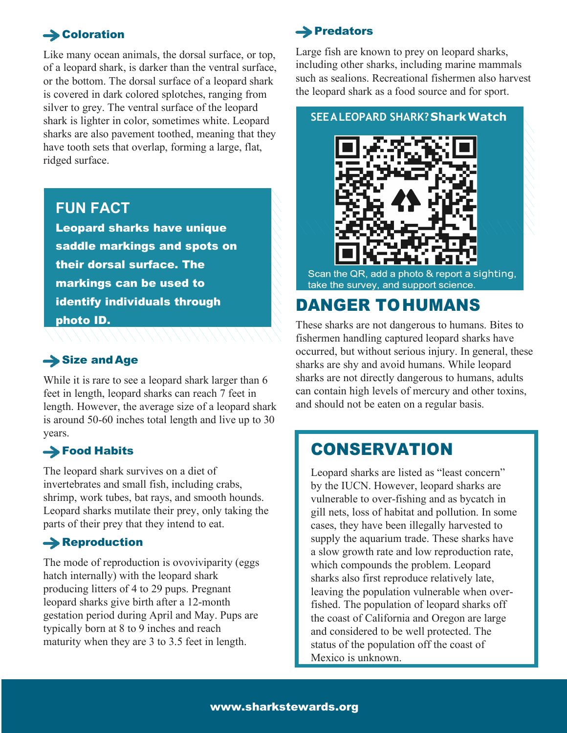### Coloration

Like many ocean animals, the dorsal surface, or top, of a leopard shark, is darker than the ventral surface, or the bottom. The dorsal surface of a leopard shark is covered in dark colored splotches, ranging from silver to grey. The ventral surface of the leopard shark is lighter in color, sometimes white. Leopard sharks are also pavement toothed, meaning that they have tooth sets that overlap, forming a large, flat, ridged surface.

## FUN FACT

**Leopard sharks have unique saddle markings and spots on their dorsal surface. The markings can be used to identify individuals through photo ID.**

### Size and Age

While it is rare to see a leopard shark larger than 6 feet in length, leopard sharks can reach 7 feet in length. However, the average size of a leopard shark is around 50-60 inches total length and live up to 30 years.

### Food Habits

The leopard shark survives on a diet of invertebrates and small fish, including crabs, shrimp, work tubes, bat rays, and smooth hounds. Leopard sharks mutilate their prey, only taking the parts of their prey that they intend to eat.

### Reproduction

The mode of reproduction is ovoviviparity (eggs hatch internally) with the leopard shark producing litters of 4 to 29 pups. Pregnant leopard sharks give birth after a 12-month gestation period during April and May. Pups are typically born at 8 to 9 inches and reach maturity when they are 3 to 3.5 feet in length.

### Predators

Large fish are known to prey on leopard sharks, including other sharks, including marine mammals such as sealions. Recreational fishermen also harvest the leopard shark as a food source and for sport.

**SEE A LEOPARD SHARK? Shark Watch**

Scan the QR, add a photo & report a sighting, take the survey, and support science.

## DANGER TO HUMANS

These sharks are not dangerous to humans. Bites to fishermen handling captured leopard sharks have occurred, but without serious injury. In general, these sharks are shy and avoid humans. While leopard sharks are not directly dangerous to humans, adults can contain high levels of mercury and other toxins, and should not be eaten on a regular basis.

## CONSERVATION

Leopard sharks are listed as "least concern" by the IUCN. However, leopard sharks are vulnerable to over-fishing and as bycatch in gill nets, loss of habitat and pollution. In some cases, they have been illegally harvested to supply the aquarium trade. These sharks have a slow growth rate and low reproduction rate, which compounds the problem. Leopard sharks also first reproduce relatively late, leaving the population vulnerable when over-fished. The population of leopard sharks off the coast of California and Oregon are large and considered to be well protected. The status of the population off the coast of Mexico is unknown.

**www.sharkstewards.org**